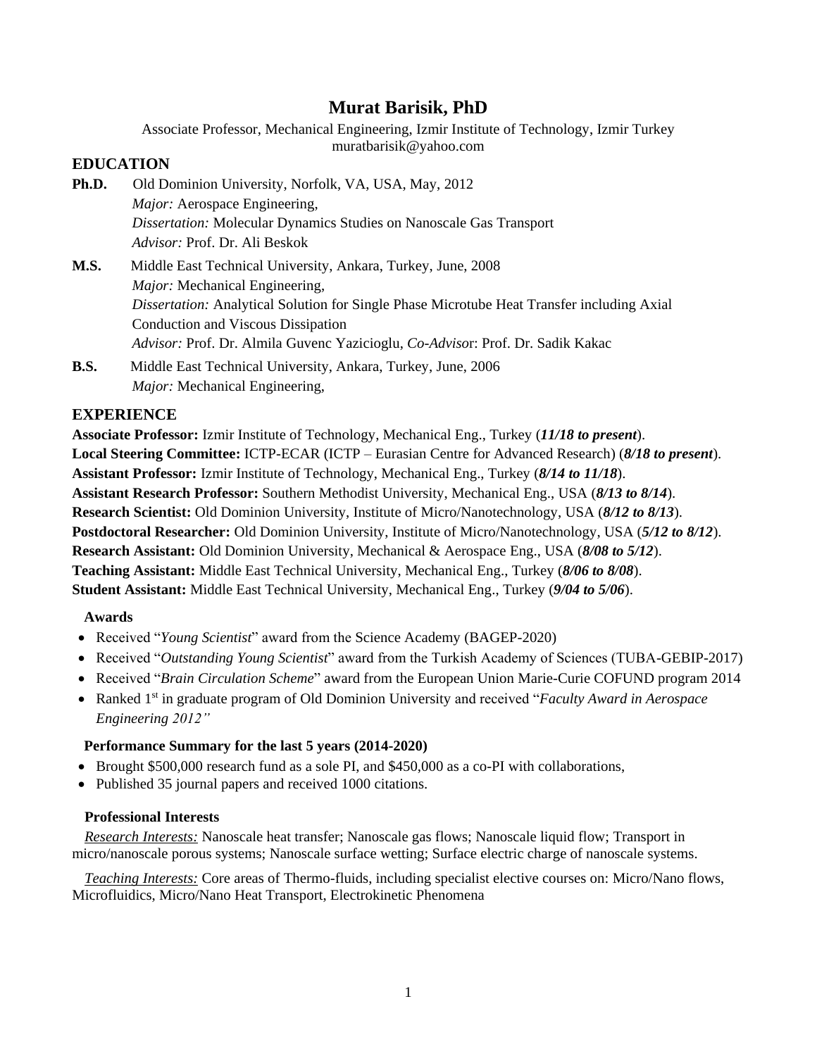# Murat Barisik, PhD

Associate Professor, Mechanical Engineering, Izmir Institute of Technology, Izmir Turkey
muratbarisik@yahoo.com

## EDUCATION

**Ph.D.** Old Dominion University, Norfolk, VA, USA, May, 2012
*Major:* Aerospace Engineering,
*Dissertation:* Molecular Dynamics Studies on Nanoscale Gas Transport
*Advisor:* Prof. Dr. Ali Beskok

**M.S.** Middle East Technical University, Ankara, Turkey, June, 2008
*Major:* Mechanical Engineering,
*Dissertation:* Analytical Solution for Single Phase Microtube Heat Transfer including Axial Conduction and Viscous Dissipation
*Advisor:* Prof. Dr. Almila Guvenc Yazicioglu, *Co-Advisor*: Prof. Dr. Sadik Kakac

**B.S.** Middle East Technical University, Ankara, Turkey, June, 2006
*Major:* Mechanical Engineering,

## EXPERIENCE

**Associate Professor:** Izmir Institute of Technology, Mechanical Eng., Turkey (***11/18 to present***).
**Local Steering Committee:** ICTP-ECAR (ICTP – Eurasian Centre for Advanced Research) (***8/18 to present***).
**Assistant Professor:** Izmir Institute of Technology, Mechanical Eng., Turkey (***8/14 to 11/18***).
**Assistant Research Professor:** Southern Methodist University, Mechanical Eng., USA (***8/13 to 8/14***).
**Research Scientist:** Old Dominion University, Institute of Micro/Nanotechnology, USA (***8/12 to 8/13***).
**Postdoctoral Researcher:** Old Dominion University, Institute of Micro/Nanotechnology, USA (***5/12 to 8/12***).
**Research Assistant:** Old Dominion University, Mechanical & Aerospace Eng., USA (***8/08 to 5/12***).
**Teaching Assistant:** Middle East Technical University, Mechanical Eng., Turkey (***8/06 to 8/08***).
**Student Assistant:** Middle East Technical University, Mechanical Eng., Turkey (***9/04 to 5/06***).

### Awards

- Received "*Young Scientist*" award from the Science Academy (BAGEP-2020)
- Received "*Outstanding Young Scientist*" award from the Turkish Academy of Sciences (TUBA-GEBIP-2017)
- Received "*Brain Circulation Scheme*" award from the European Union Marie-Curie COFUND program 2014
- Ranked 1st in graduate program of Old Dominion University and received "*Faculty Award in Aerospace Engineering 2012"*

### Performance Summary for the last 5 years (2014-2020)

- Brought $500,000 research fund as a sole PI, and $450,000 as a co-PI with collaborations,
- Published 35 journal papers and received 1000 citations.

### Professional Interests

<u>*Research Interests:*</u> Nanoscale heat transfer; Nanoscale gas flows; Nanoscale liquid flow; Transport in micro/nanoscale porous systems; Nanoscale surface wetting; Surface electric charge of nanoscale systems.

<u>*Teaching Interests:*</u> Core areas of Thermo-fluids, including specialist elective courses on: Micro/Nano flows, Microfluidics, Micro/Nano Heat Transport, Electrokinetic Phenomena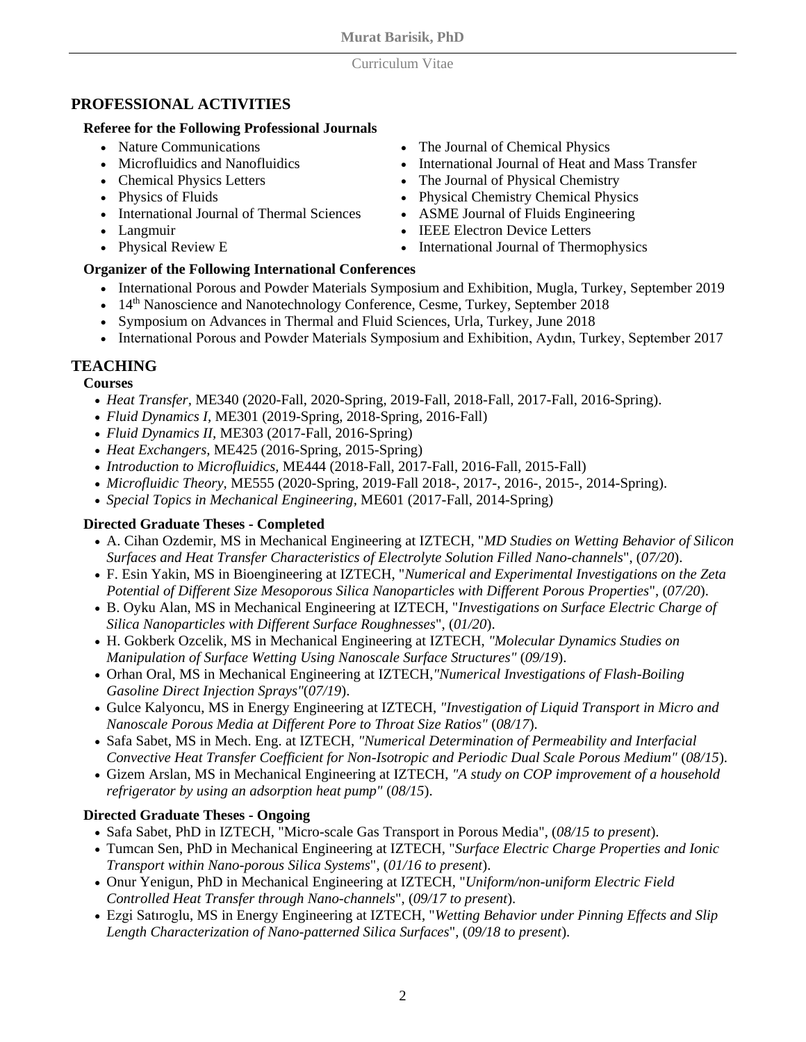## PROFESSIONAL ACTIVITIES

### Referee for the Following Professional Journals

- Nature Communications
- Microfluidics and Nanofluidics
- Chemical Physics Letters
- Physics of Fluids
- International Journal of Thermal Sciences
- Langmuir
- Physical Review E
- The Journal of Chemical Physics
- International Journal of Heat and Mass Transfer
- The Journal of Physical Chemistry
- Physical Chemistry Chemical Physics
- ASME Journal of Fluids Engineering
- IEEE Electron Device Letters
- International Journal of Thermophysics

### Organizer of the Following International Conferences

- International Porous and Powder Materials Symposium and Exhibition, Mugla, Turkey, September 2019
- 14th Nanoscience and Nanotechnology Conference, Cesme, Turkey, September 2018
- Symposium on Advances in Thermal and Fluid Sciences, Urla, Turkey, June 2018
- International Porous and Powder Materials Symposium and Exhibition, Aydın, Turkey, September 2017

## TEACHING

### Courses

- *Heat Transfer,* ME340 (2020-Fall, 2020-Spring, 2019-Fall, 2018-Fall, 2017-Fall, 2016-Spring).
- *Fluid Dynamics I,* ME301 (2019-Spring, 2018-Spring, 2016-Fall)
- *Fluid Dynamics II,* ME303 (2017-Fall, 2016-Spring)
- *Heat Exchangers,* ME425 (2016-Spring, 2015-Spring)
- *Introduction to Microfluidics,* ME444 (2018-Fall, 2017-Fall, 2016-Fall, 2015-Fall)
- *Microfluidic Theory,* ME555 (2020-Spring, 2019-Fall 2018-, 2017-, 2016-, 2015-, 2014-Spring).
- *Special Topics in Mechanical Engineering,* ME601 (2017-Fall, 2014-Spring)

### Directed Graduate Theses - Completed

- A. Cihan Ozdemir, MS in Mechanical Engineering at IZTECH, "*MD Studies on Wetting Behavior of Silicon Surfaces and Heat Transfer Characteristics of Electrolyte Solution Filled Nano-channels*", (*07/20*).
- F. Esin Yakin, MS in Bioengineering at IZTECH, "*Numerical and Experimental Investigations on the Zeta Potential of Different Size Mesoporous Silica Nanoparticles with Different Porous Properties*", (*07/20*).
- B. Oyku Alan, MS in Mechanical Engineering at IZTECH, "*Investigations on Surface Electric Charge of Silica Nanoparticles with Different Surface Roughnesses*", (*01/20*).
- H. Gokberk Ozcelik, MS in Mechanical Engineering at IZTECH, *"Molecular Dynamics Studies on Manipulation of Surface Wetting Using Nanoscale Surface Structures"* (*09/19*).
- Orhan Oral, MS in Mechanical Engineering at IZTECH,*"Numerical Investigations of Flash-Boiling Gasoline Direct Injection Sprays"*(*07/19*).
- Gulce Kalyoncu, MS in Energy Engineering at IZTECH, *"Investigation of Liquid Transport in Micro and Nanoscale Porous Media at Different Pore to Throat Size Ratios"* (*08/17*).
- Safa Sabet, MS in Mech. Eng. at IZTECH, *"Numerical Determination of Permeability and Interfacial Convective Heat Transfer Coefficient for Non-Isotropic and Periodic Dual Scale Porous Medium"* (*08/15*).
- Gizem Arslan, MS in Mechanical Engineering at IZTECH, *"A study on COP improvement of a household refrigerator by using an adsorption heat pump"* (*08/15*).

### Directed Graduate Theses - Ongoing

- Safa Sabet, PhD in IZTECH, "Micro-scale Gas Transport in Porous Media", (*08/15 to present*).
- Tumcan Sen, PhD in Mechanical Engineering at IZTECH, "*Surface Electric Charge Properties and Ionic Transport within Nano-porous Silica Systems*", (*01/16 to present*).
- Onur Yenigun, PhD in Mechanical Engineering at IZTECH, "*Uniform/non-uniform Electric Field Controlled Heat Transfer through Nano-channels*", (*09/17 to present*).
- Ezgi Satıroglu, MS in Energy Engineering at IZTECH, "*Wetting Behavior under Pinning Effects and Slip Length Characterization of Nano-patterned Silica Surfaces*", (*09/18 to present*).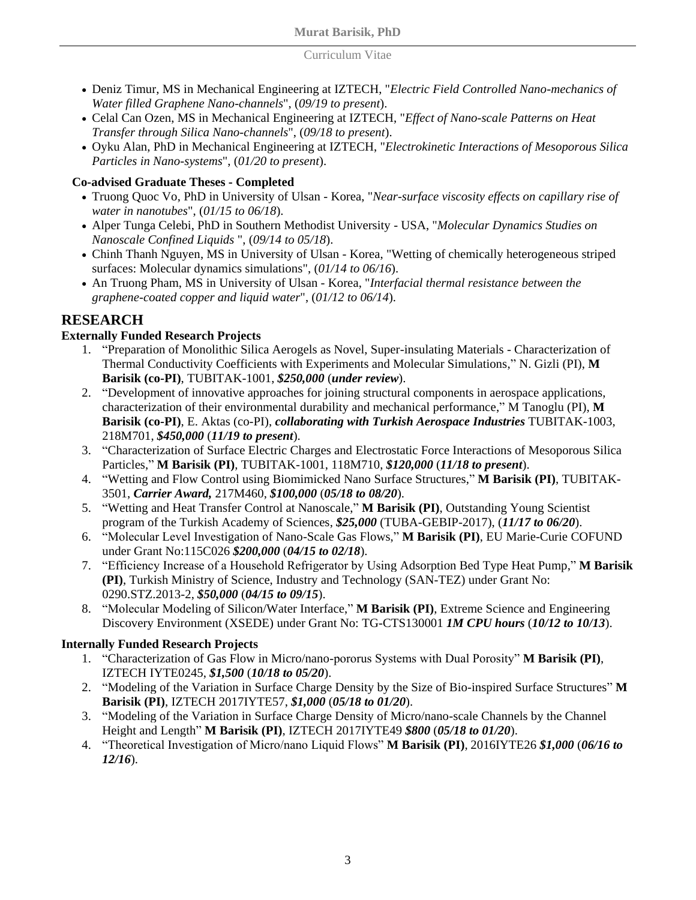- Deniz Timur, MS in Mechanical Engineering at IZTECH, "*Electric Field Controlled Nano-mechanics of Water filled Graphene Nano-channels*", (*09/19 to present*).
- Celal Can Ozen, MS in Mechanical Engineering at IZTECH, "*Effect of Nano-scale Patterns on Heat Transfer through Silica Nano-channels*", (*09/18 to present*).
- Oyku Alan, PhD in Mechanical Engineering at IZTECH, "*Electrokinetic Interactions of Mesoporous Silica Particles in Nano-systems*", (*01/20 to present*).

**Co-advised Graduate Theses - Completed**

- Truong Quoc Vo, PhD in University of Ulsan - Korea, "*Near-surface viscosity effects on capillary rise of water in nanotubes*", (*01/15 to 06/18*).
- Alper Tunga Celebi, PhD in Southern Methodist University - USA, "*Molecular Dynamics Studies on Nanoscale Confined Liquids* ", (*09/14 to 05/18*).
- Chinh Thanh Nguyen, MS in University of Ulsan - Korea, "Wetting of chemically heterogeneous striped surfaces: Molecular dynamics simulations", (*01/14 to 06/16*).
- An Truong Pham, MS in University of Ulsan - Korea, "*Interfacial thermal resistance between the graphene-coated copper and liquid water*", (*01/12 to 06/14*).

# RESEARCH

**Externally Funded Research Projects**

1. "Preparation of Monolithic Silica Aerogels as Novel, Super-insulating Materials - Characterization of Thermal Conductivity Coefficients with Experiments and Molecular Simulations," N. Gizli (PI), **M Barisik (co-PI)**, TUBITAK-1001, ***$250,000*** (***under review***).
2. "Development of innovative approaches for joining structural components in aerospace applications, characterization of their environmental durability and mechanical performance," M Tanoglu (PI), **M Barisik (co-PI)**, E. Aktas (co-PI), ***collaborating with Turkish Aerospace Industries*** TUBITAK-1003, 218M701, ***$450,000*** (***11/19 to present***).
3. "Characterization of Surface Electric Charges and Electrostatic Force Interactions of Mesoporous Silica Particles," **M Barisik (PI)**, TUBITAK-1001, 118M710, ***$120,000*** (***11/18 to present***).
4. "Wetting and Flow Control using Biomimicked Nano Surface Structures," **M Barisik (PI)**, TUBITAK-3501, ***Carrier Award,*** 217M460, ***$100,000*** (***05/18 to 08/20***).
5. "Wetting and Heat Transfer Control at Nanoscale," **M Barisik (PI)**, Outstanding Young Scientist program of the Turkish Academy of Sciences, ***$25,000*** (TUBA-GEBIP-2017), (***11/17 to 06/20***).
6. "Molecular Level Investigation of Nano-Scale Gas Flows," **M Barisik (PI)**, EU Marie-Curie COFUND under Grant No:115C026 ***$200,000*** (***04/15 to 02/18***).
7. "Efficiency Increase of a Household Refrigerator by Using Adsorption Bed Type Heat Pump," **M Barisik (PI)**, Turkish Ministry of Science, Industry and Technology (SAN-TEZ) under Grant No: 0290.STZ.2013-2, ***$50,000*** (***04/15 to 09/15***).
8. "Molecular Modeling of Silicon/Water Interface," **M Barisik (PI)**, Extreme Science and Engineering Discovery Environment (XSEDE) under Grant No: TG-CTS130001 ***1M CPU hours*** (***10/12 to 10/13***).

**Internally Funded Research Projects**

1. "Characterization of Gas Flow in Micro/nano-pororus Systems with Dual Porosity" **M Barisik (PI)**, IZTECH IYTE0245, ***$1,500*** (***10/18 to 05/20***).
2. "Modeling of the Variation in Surface Charge Density by the Size of Bio-inspired Surface Structures" **M Barisik (PI)**, IZTECH 2017IYTE57, ***$1,000*** (***05/18 to 01/20***).
3. "Modeling of the Variation in Surface Charge Density of Micro/nano-scale Channels by the Channel Height and Length" **M Barisik (PI)**, IZTECH 2017IYTE49 ***$800*** (***05/18 to 01/20***).
4. "Theoretical Investigation of Micro/nano Liquid Flows" **M Barisik (PI)**, 2016IYTE26 ***$1,000*** (***06/16 to 12/16***).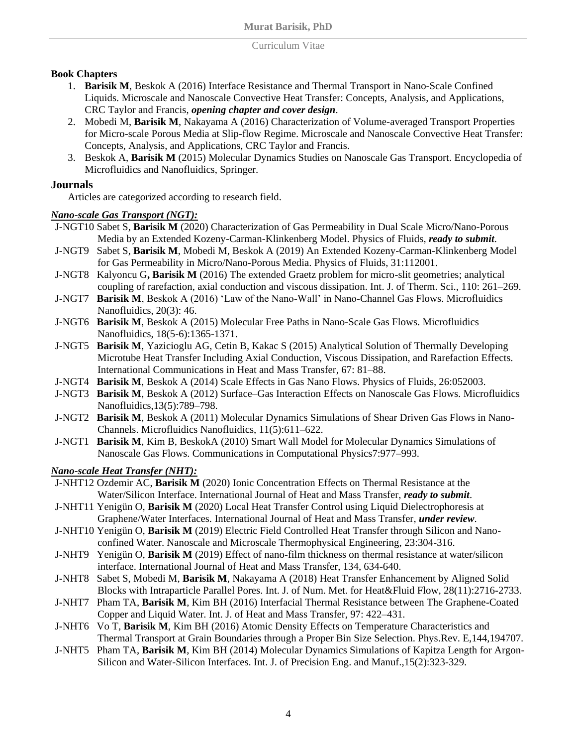**Book Chapters**

1. **Barisik M**, Beskok A (2016) Interface Resistance and Thermal Transport in Nano-Scale Confined Liquids. Microscale and Nanoscale Convective Heat Transfer: Concepts, Analysis, and Applications, CRC Taylor and Francis, ***opening chapter and cover design***.
2. Mobedi M, **Barisik M**, Nakayama A (2016) Characterization of Volume-averaged Transport Properties for Micro-scale Porous Media at Slip-flow Regime. Microscale and Nanoscale Convective Heat Transfer: Concepts, Analysis, and Applications, CRC Taylor and Francis.
3. Beskok A, **Barisik M** (2015) Molecular Dynamics Studies on Nanoscale Gas Transport. Encyclopedia of Microfluidics and Nanofluidics, Springer.

## Journals

Articles are categorized according to research field.

***Nano-scale Gas Transport (NGT):***

J-NGT10 Sabet S, **Barisik M** (2020) Characterization of Gas Permeability in Dual Scale Micro/Nano-Porous Media by an Extended Kozeny-Carman-Klinkenberg Model. Physics of Fluids, ***ready to submit***.

J-NGT9 Sabet S, **Barisik M**, Mobedi M, Beskok A (2019) An Extended Kozeny-Carman-Klinkenberg Model for Gas Permeability in Micro/Nano-Porous Media. Physics of Fluids, 31:112001.

J-NGT8 Kalyoncu G**, Barisik M** (2016) The extended Graetz problem for micro-slit geometries; analytical coupling of rarefaction, axial conduction and viscous dissipation. Int. J. of Therm. Sci., 110: 261–269.

J-NGT7 **Barisik M**, Beskok A (2016) 'Law of the Nano-Wall' in Nano-Channel Gas Flows. Microfluidics Nanofluidics, 20(3): 46.

J-NGT6 **Barisik M**, Beskok A (2015) Molecular Free Paths in Nano-Scale Gas Flows. Microfluidics Nanofluidics, 18(5-6):1365-1371.

J-NGT5 **Barisik M**, Yazicioglu AG, Cetin B, Kakac S (2015) Analytical Solution of Thermally Developing Microtube Heat Transfer Including Axial Conduction, Viscous Dissipation, and Rarefaction Effects. International Communications in Heat and Mass Transfer, 67: 81–88.

J-NGT4 **Barisik M**, Beskok A (2014) Scale Effects in Gas Nano Flows. Physics of Fluids, 26:052003.

J-NGT3 **Barisik M**, Beskok A (2012) Surface–Gas Interaction Effects on Nanoscale Gas Flows. Microfluidics Nanofluidics,13(5):789–798.

J-NGT2 **Barisik M**, Beskok A (2011) Molecular Dynamics Simulations of Shear Driven Gas Flows in Nano-Channels. Microfluidics Nanofluidics, 11(5):611–622.

J-NGT1 **Barisik M**, Kim B, BeskokA (2010) Smart Wall Model for Molecular Dynamics Simulations of Nanoscale Gas Flows. Communications in Computational Physics7:977–993.

***Nano-scale Heat Transfer (NHT):***

J-NHT12 Ozdemir AC, **Barisik M** (2020) Ionic Concentration Effects on Thermal Resistance at the Water/Silicon Interface. International Journal of Heat and Mass Transfer, ***ready to submit***.

J-NHT11 Yenigün O, **Barisik M** (2020) Local Heat Transfer Control using Liquid Dielectrophoresis at Graphene/Water Interfaces. International Journal of Heat and Mass Transfer, ***under review***.

J-NHT10 Yenigün O, **Barisik M** (2019) Electric Field Controlled Heat Transfer through Silicon and Nano-confined Water. Nanoscale and Microscale Thermophysical Engineering, 23:304-316.

J-NHT9 Yenigün O, **Barisik M** (2019) Effect of nano-film thickness on thermal resistance at water/silicon interface. International Journal of Heat and Mass Transfer, 134, 634-640.

J-NHT8 Sabet S, Mobedi M, **Barisik M**, Nakayama A (2018) Heat Transfer Enhancement by Aligned Solid Blocks with Intraparticle Parallel Pores. Int. J. of Num. Met. for Heat&Fluid Flow, 28(11):2716-2733.

J-NHT7 Pham TA, **Barisik M**, Kim BH (2016) Interfacial Thermal Resistance between The Graphene-Coated Copper and Liquid Water. Int. J. of Heat and Mass Transfer, 97: 422–431.

J-NHT6 Vo T, **Barisik M**, Kim BH (2016) Atomic Density Effects on Temperature Characteristics and Thermal Transport at Grain Boundaries through a Proper Bin Size Selection. Phys.Rev. E,144,194707.

J-NHT5 Pham TA, **Barisik M**, Kim BH (2014) Molecular Dynamics Simulations of Kapitza Length for Argon-Silicon and Water-Silicon Interfaces. Int. J. of Precision Eng. and Manuf.,15(2):323-329.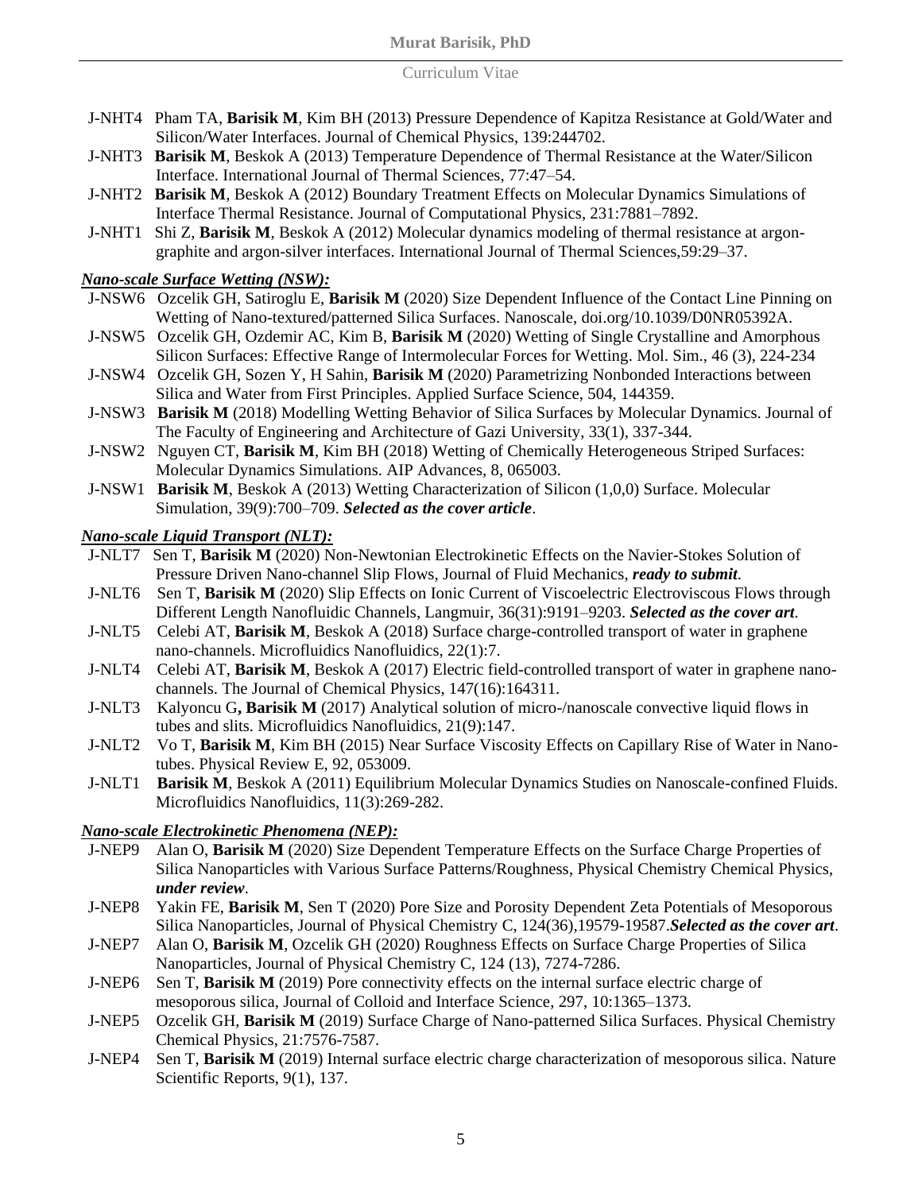J-NHT4 Pham TA, **Barisik M**, Kim BH (2013) Pressure Dependence of Kapitza Resistance at Gold/Water and Silicon/Water Interfaces. Journal of Chemical Physics, 139:244702.

J-NHT3 **Barisik M**, Beskok A (2013) Temperature Dependence of Thermal Resistance at the Water/Silicon Interface. International Journal of Thermal Sciences, 77:47–54.

J-NHT2 **Barisik M**, Beskok A (2012) Boundary Treatment Effects on Molecular Dynamics Simulations of Interface Thermal Resistance. Journal of Computational Physics, 231:7881–7892.

J-NHT1 Shi Z, **Barisik M**, Beskok A (2012) Molecular dynamics modeling of thermal resistance at argon-graphite and argon-silver interfaces. International Journal of Thermal Sciences,59:29–37.

***Nano-scale Surface Wetting (NSW):***

J-NSW6 Ozcelik GH, Satiroglu E, **Barisik M** (2020) Size Dependent Influence of the Contact Line Pinning on Wetting of Nano-textured/patterned Silica Surfaces. Nanoscale, doi.org/10.1039/D0NR05392A.

J-NSW5 Ozcelik GH, Ozdemir AC, Kim B, **Barisik M** (2020) Wetting of Single Crystalline and Amorphous Silicon Surfaces: Effective Range of Intermolecular Forces for Wetting. Mol. Sim., 46 (3), 224-234

J-NSW4 Ozcelik GH, Sozen Y, H Sahin, **Barisik M** (2020) Parametrizing Nonbonded Interactions between Silica and Water from First Principles. Applied Surface Science, 504, 144359.

J-NSW3 **Barisik M** (2018) Modelling Wetting Behavior of Silica Surfaces by Molecular Dynamics. Journal of The Faculty of Engineering and Architecture of Gazi University, 33(1), 337-344.

J-NSW2 Nguyen CT, **Barisik M**, Kim BH (2018) Wetting of Chemically Heterogeneous Striped Surfaces: Molecular Dynamics Simulations. AIP Advances, 8, 065003.

J-NSW1 **Barisik M**, Beskok A (2013) Wetting Characterization of Silicon (1,0,0) Surface. Molecular Simulation, 39(9):700–709. ***Selected as the cover article***.

***Nano-scale Liquid Transport (NLT):***

J-NLT7 Sen T, **Barisik M** (2020) Non-Newtonian Electrokinetic Effects on the Navier-Stokes Solution of Pressure Driven Nano-channel Slip Flows, Journal of Fluid Mechanics, ***ready to submit***.

J-NLT6 Sen T, **Barisik M** (2020) Slip Effects on Ionic Current of Viscoelectric Electroviscous Flows through Different Length Nanofluidic Channels, Langmuir, 36(31):9191–9203. ***Selected as the cover art***.

J-NLT5 Celebi AT, **Barisik M**, Beskok A (2018) Surface charge-controlled transport of water in graphene nano-channels. Microfluidics Nanofluidics, 22(1):7.

J-NLT4 Celebi AT, **Barisik M**, Beskok A (2017) Electric field-controlled transport of water in graphene nano-channels. The Journal of Chemical Physics, 147(16):164311.

J-NLT3 Kalyoncu G**, Barisik M** (2017) Analytical solution of micro-/nanoscale convective liquid flows in tubes and slits. Microfluidics Nanofluidics, 21(9):147.

J-NLT2 Vo T, **Barisik M**, Kim BH (2015) Near Surface Viscosity Effects on Capillary Rise of Water in Nano-tubes. Physical Review E, 92, 053009.

J-NLT1 **Barisik M**, Beskok A (2011) Equilibrium Molecular Dynamics Studies on Nanoscale-confined Fluids. Microfluidics Nanofluidics, 11(3):269-282.

***Nano-scale Electrokinetic Phenomena (NEP):***

J-NEP9 Alan O, **Barisik M** (2020) Size Dependent Temperature Effects on the Surface Charge Properties of Silica Nanoparticles with Various Surface Patterns/Roughness, Physical Chemistry Chemical Physics, ***under review***.

J-NEP8 Yakin FE, **Barisik M**, Sen T (2020) Pore Size and Porosity Dependent Zeta Potentials of Mesoporous Silica Nanoparticles, Journal of Physical Chemistry C, 124(36),19579-19587.***Selected as the cover art***.

J-NEP7 Alan O, **Barisik M**, Ozcelik GH (2020) Roughness Effects on Surface Charge Properties of Silica Nanoparticles, Journal of Physical Chemistry C, 124 (13), 7274-7286.

J-NEP6 Sen T, **Barisik M** (2019) Pore connectivity effects on the internal surface electric charge of mesoporous silica, Journal of Colloid and Interface Science, 297, 10:1365–1373.

J-NEP5 Ozcelik GH, **Barisik M** (2019) Surface Charge of Nano-patterned Silica Surfaces. Physical Chemistry Chemical Physics, 21:7576-7587.

J-NEP4 Sen T, **Barisik M** (2019) Internal surface electric charge characterization of mesoporous silica. Nature Scientific Reports, 9(1), 137.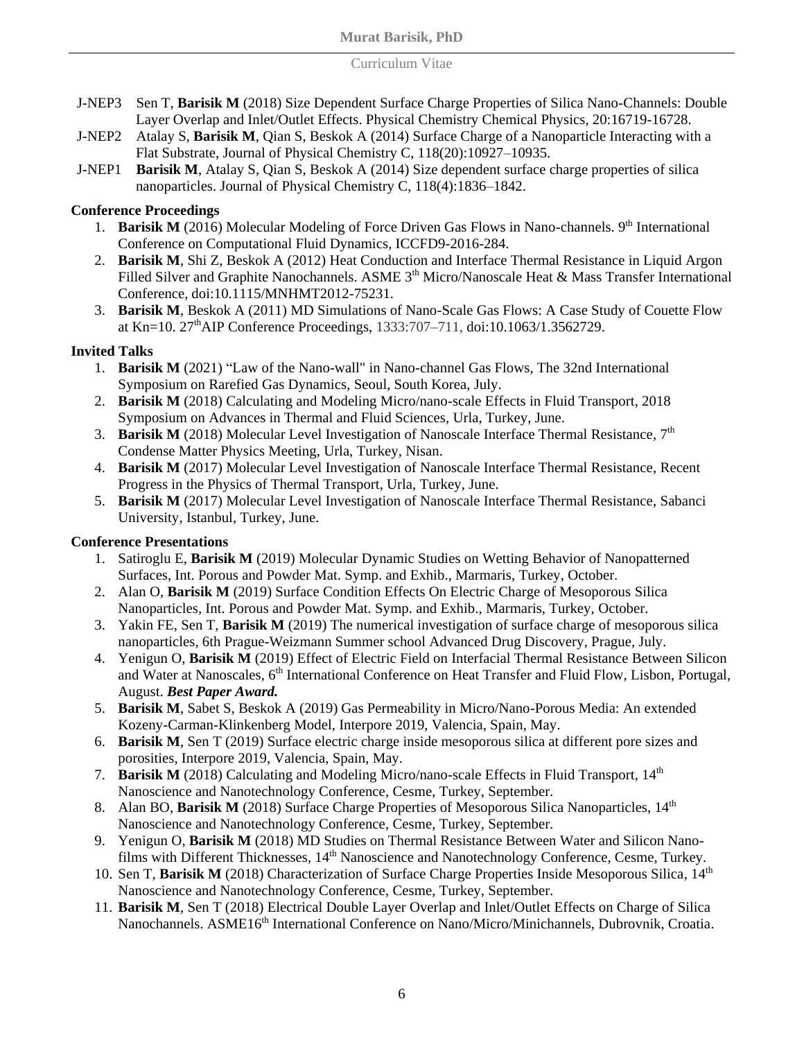J-NEP3 Sen T, **Barisik M** (2018) Size Dependent Surface Charge Properties of Silica Nano-Channels: Double Layer Overlap and Inlet/Outlet Effects. Physical Chemistry Chemical Physics, 20:16719-16728.

J-NEP2 Atalay S, **Barisik M**, Qian S, Beskok A (2014) Surface Charge of a Nanoparticle Interacting with a Flat Substrate, Journal of Physical Chemistry C, 118(20):10927–10935.

J-NEP1 **Barisik M**, Atalay S, Qian S, Beskok A (2014) Size dependent surface charge properties of silica nanoparticles. Journal of Physical Chemistry C, 118(4):1836–1842.

**Conference Proceedings**

1. **Barisik M** (2016) Molecular Modeling of Force Driven Gas Flows in Nano-channels. 9th International Conference on Computational Fluid Dynamics, ICCFD9-2016-284.
2. **Barisik M**, Shi Z, Beskok A (2012) Heat Conduction and Interface Thermal Resistance in Liquid Argon Filled Silver and Graphite Nanochannels. ASME 3rd Micro/Nanoscale Heat & Mass Transfer International Conference, doi:10.1115/MNHMT2012-75231.
3. **Barisik M**, Beskok A (2011) MD Simulations of Nano-Scale Gas Flows: A Case Study of Couette Flow at Kn=10. 27thAIP Conference Proceedings, 1333:707–711, doi:10.1063/1.3562729.

**Invited Talks**

1. **Barisik M** (2021) "Law of the Nano-wall" in Nano-channel Gas Flows, The 32nd International Symposium on Rarefied Gas Dynamics, Seoul, South Korea, July.
2. **Barisik M** (2018) Calculating and Modeling Micro/nano-scale Effects in Fluid Transport, 2018 Symposium on Advances in Thermal and Fluid Sciences, Urla, Turkey, June.
3. **Barisik M** (2018) Molecular Level Investigation of Nanoscale Interface Thermal Resistance, 7th Condense Matter Physics Meeting, Urla, Turkey, Nisan.
4. **Barisik M** (2017) Molecular Level Investigation of Nanoscale Interface Thermal Resistance, Recent Progress in the Physics of Thermal Transport, Urla, Turkey, June.
5. **Barisik M** (2017) Molecular Level Investigation of Nanoscale Interface Thermal Resistance, Sabanci University, Istanbul, Turkey, June.

**Conference Presentations**

1. Satiroglu E, **Barisik M** (2019) Molecular Dynamic Studies on Wetting Behavior of Nanopatterned Surfaces, Int. Porous and Powder Mat. Symp. and Exhib., Marmaris, Turkey, October.
2. Alan O, **Barisik M** (2019) Surface Condition Effects On Electric Charge of Mesoporous Silica Nanoparticles, Int. Porous and Powder Mat. Symp. and Exhib., Marmaris, Turkey, October.
3. Yakin FE, Sen T, **Barisik M** (2019) The numerical investigation of surface charge of mesoporous silica nanoparticles, 6th Prague-Weizmann Summer school Advanced Drug Discovery, Prague, July.
4. Yenigun O, **Barisik M** (2019) Effect of Electric Field on Interfacial Thermal Resistance Between Silicon and Water at Nanoscales, 6th International Conference on Heat Transfer and Fluid Flow, Lisbon, Portugal, August. ***Best Paper Award.***
5. **Barisik M**, Sabet S, Beskok A (2019) Gas Permeability in Micro/Nano-Porous Media: An extended Kozeny-Carman-Klinkenberg Model, Interpore 2019, Valencia, Spain, May.
6. **Barisik M**, Sen T (2019) Surface electric charge inside mesoporous silica at different pore sizes and porosities, Interpore 2019, Valencia, Spain, May.
7. **Barisik M** (2018) Calculating and Modeling Micro/nano-scale Effects in Fluid Transport, 14th Nanoscience and Nanotechnology Conference, Cesme, Turkey, September.
8. Alan BO, **Barisik M** (2018) Surface Charge Properties of Mesoporous Silica Nanoparticles, 14th Nanoscience and Nanotechnology Conference, Cesme, Turkey, September.
9. Yenigun O, **Barisik M** (2018) MD Studies on Thermal Resistance Between Water and Silicon Nano-films with Different Thicknesses, 14th Nanoscience and Nanotechnology Conference, Cesme, Turkey.
10. Sen T, **Barisik M** (2018) Characterization of Surface Charge Properties Inside Mesoporous Silica, 14th Nanoscience and Nanotechnology Conference, Cesme, Turkey, September.
11. **Barisik M**, Sen T (2018) Electrical Double Layer Overlap and Inlet/Outlet Effects on Charge of Silica Nanochannels. ASME16th International Conference on Nano/Micro/Minichannels, Dubrovnik, Croatia.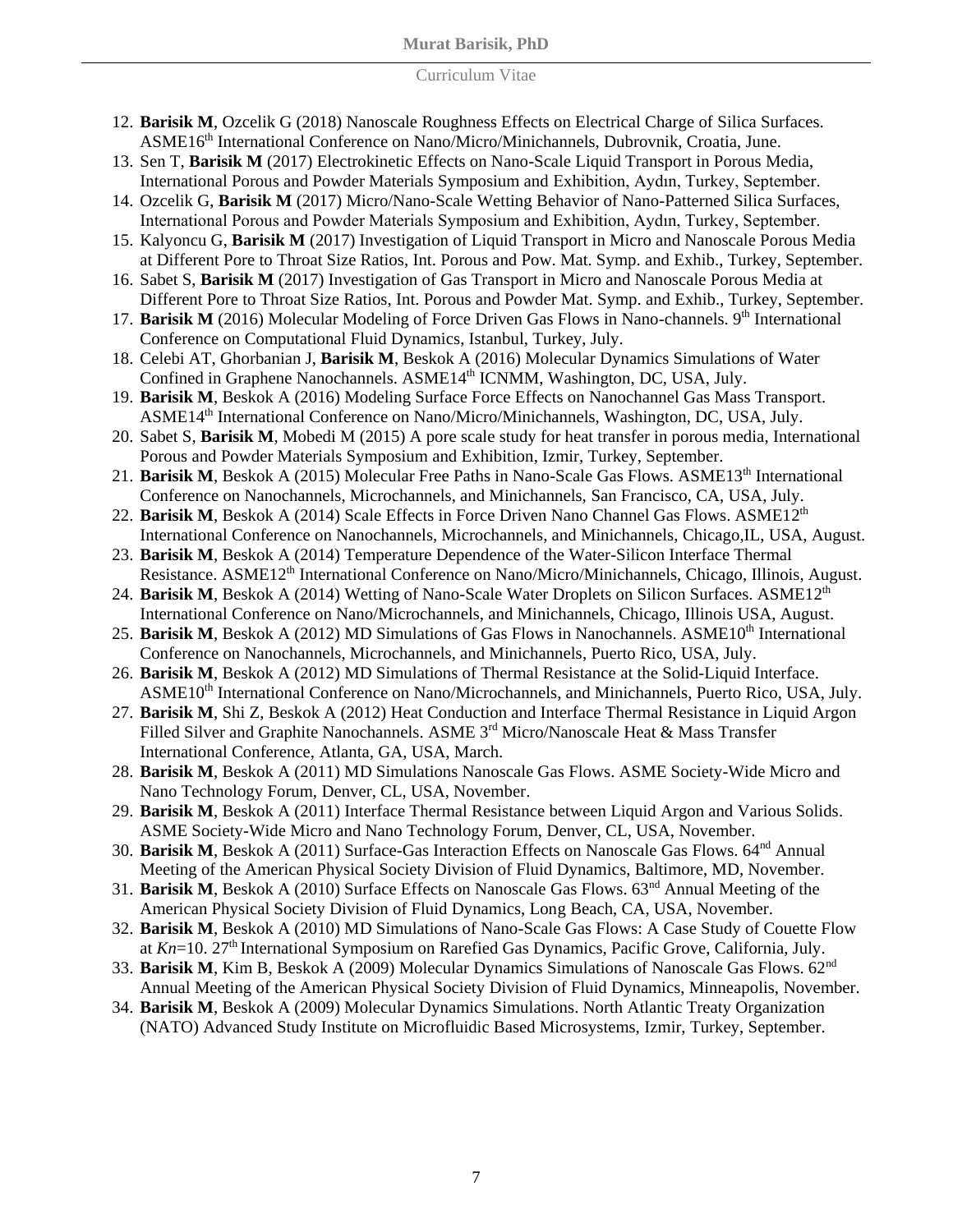12. **Barisik M**, Ozcelik G (2018) Nanoscale Roughness Effects on Electrical Charge of Silica Surfaces. ASME16th International Conference on Nano/Micro/Minichannels, Dubrovnik, Croatia, June.
13. Sen T, **Barisik M** (2017) Electrokinetic Effects on Nano-Scale Liquid Transport in Porous Media, International Porous and Powder Materials Symposium and Exhibition, Aydın, Turkey, September.
14. Ozcelik G, **Barisik M** (2017) Micro/Nano-Scale Wetting Behavior of Nano-Patterned Silica Surfaces, International Porous and Powder Materials Symposium and Exhibition, Aydın, Turkey, September.
15. Kalyoncu G, **Barisik M** (2017) Investigation of Liquid Transport in Micro and Nanoscale Porous Media at Different Pore to Throat Size Ratios, Int. Porous and Pow. Mat. Symp. and Exhib., Turkey, September.
16. Sabet S, **Barisik M** (2017) Investigation of Gas Transport in Micro and Nanoscale Porous Media at Different Pore to Throat Size Ratios, Int. Porous and Powder Mat. Symp. and Exhib., Turkey, September.
17. **Barisik M** (2016) Molecular Modeling of Force Driven Gas Flows in Nano-channels. 9th International Conference on Computational Fluid Dynamics, Istanbul, Turkey, July.
18. Celebi AT, Ghorbanian J, **Barisik M**, Beskok A (2016) Molecular Dynamics Simulations of Water Confined in Graphene Nanochannels. ASME14th ICNMM, Washington, DC, USA, July.
19. **Barisik M**, Beskok A (2016) Modeling Surface Force Effects on Nanochannel Gas Mass Transport. ASME14th International Conference on Nano/Micro/Minichannels, Washington, DC, USA, July.
20. Sabet S, **Barisik M**, Mobedi M (2015) A pore scale study for heat transfer in porous media, International Porous and Powder Materials Symposium and Exhibition, Izmir, Turkey, September.
21. **Barisik M**, Beskok A (2015) Molecular Free Paths in Nano-Scale Gas Flows. ASME13th International Conference on Nanochannels, Microchannels, and Minichannels, San Francisco, CA, USA, July.
22. **Barisik M**, Beskok A (2014) Scale Effects in Force Driven Nano Channel Gas Flows. ASME12th International Conference on Nanochannels, Microchannels, and Minichannels, Chicago,IL, USA, August.
23. **Barisik M**, Beskok A (2014) Temperature Dependence of the Water-Silicon Interface Thermal Resistance. ASME12th International Conference on Nano/Micro/Minichannels, Chicago, Illinois, August.
24. **Barisik M**, Beskok A (2014) Wetting of Nano-Scale Water Droplets on Silicon Surfaces. ASME12th International Conference on Nano/Microchannels, and Minichannels, Chicago, Illinois USA, August.
25. **Barisik M**, Beskok A (2012) MD Simulations of Gas Flows in Nanochannels. ASME10th International Conference on Nanochannels, Microchannels, and Minichannels, Puerto Rico, USA, July.
26. **Barisik M**, Beskok A (2012) MD Simulations of Thermal Resistance at the Solid-Liquid Interface. ASME10th International Conference on Nano/Microchannels, and Minichannels, Puerto Rico, USA, July.
27. **Barisik M**, Shi Z, Beskok A (2012) Heat Conduction and Interface Thermal Resistance in Liquid Argon Filled Silver and Graphite Nanochannels. ASME 3rd Micro/Nanoscale Heat & Mass Transfer International Conference, Atlanta, GA, USA, March.
28. **Barisik M**, Beskok A (2011) MD Simulations Nanoscale Gas Flows. ASME Society-Wide Micro and Nano Technology Forum, Denver, CL, USA, November.
29. **Barisik M**, Beskok A (2011) Interface Thermal Resistance between Liquid Argon and Various Solids. ASME Society-Wide Micro and Nano Technology Forum, Denver, CL, USA, November.
30. **Barisik M**, Beskok A (2011) Surface-Gas Interaction Effects on Nanoscale Gas Flows. 64nd Annual Meeting of the American Physical Society Division of Fluid Dynamics, Baltimore, MD, November.
31. **Barisik M**, Beskok A (2010) Surface Effects on Nanoscale Gas Flows. 63nd Annual Meeting of the American Physical Society Division of Fluid Dynamics, Long Beach, CA, USA, November.
32. **Barisik M**, Beskok A (2010) MD Simulations of Nano-Scale Gas Flows: A Case Study of Couette Flow at $Kn$=10. 27th International Symposium on Rarefied Gas Dynamics, Pacific Grove, California, July.
33. **Barisik M**, Kim B, Beskok A (2009) Molecular Dynamics Simulations of Nanoscale Gas Flows. 62nd Annual Meeting of the American Physical Society Division of Fluid Dynamics, Minneapolis, November.
34. **Barisik M**, Beskok A (2009) Molecular Dynamics Simulations. North Atlantic Treaty Organization (NATO) Advanced Study Institute on Microfluidic Based Microsystems, Izmir, Turkey, September.